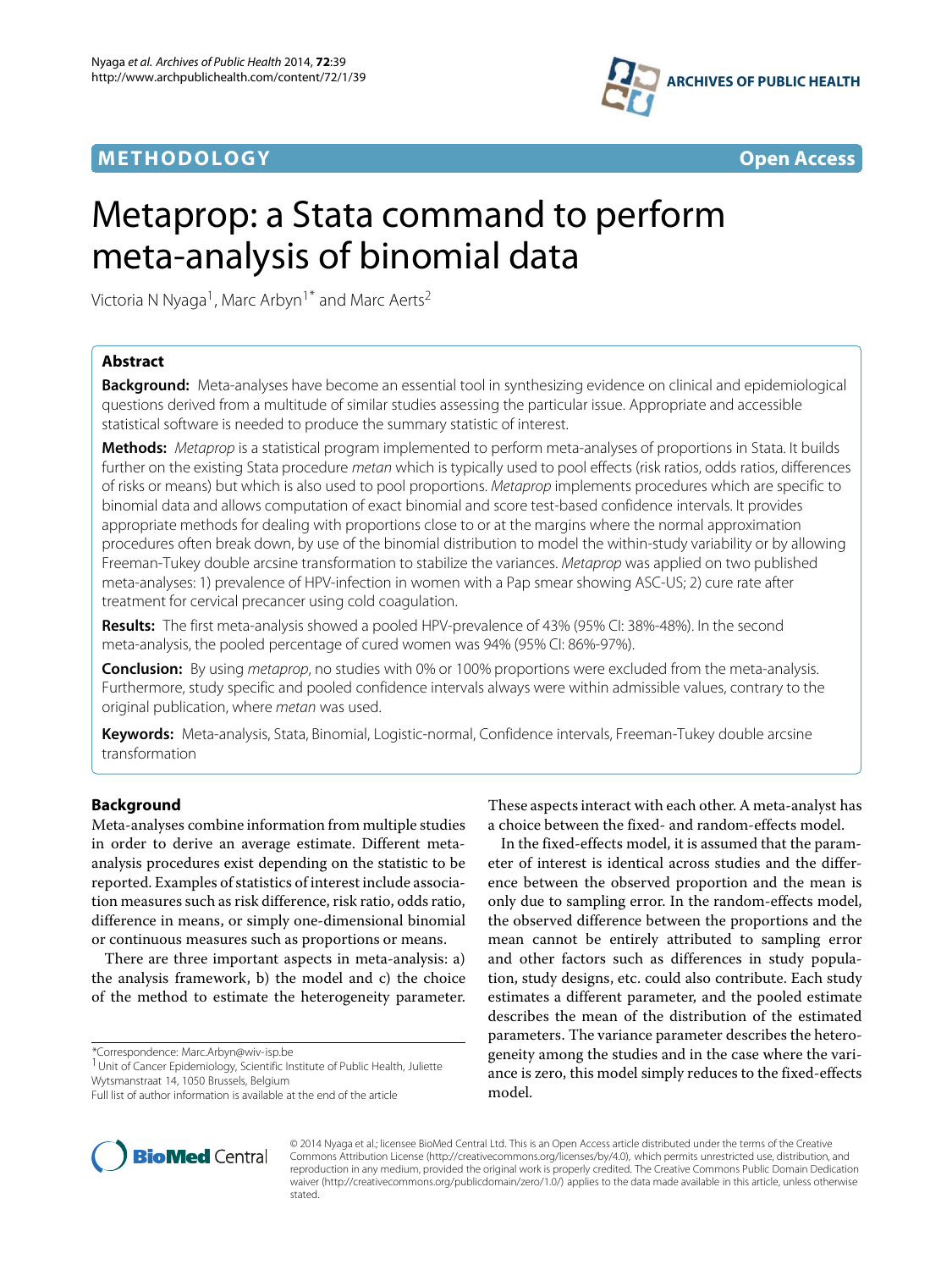**METHODOLOGY** **Open Access**

# Metaprop: a Stata command to perform meta-analysis of binomial data

Victoria N Nyaga[1], Marc Arbyn[1*] and Marc Aerts[2]

## Abstract

**Background:** Meta-analyses have become an essential tool in synthesizing evidence on clinical and epidemiological questions derived from a multitude of similar studies assessing the particular issue. Appropriate and accessible statistical software is needed to produce the summary statistic of interest.

**Methods:** *Metaprop* is a statistical program implemented to perform meta-analyses of proportions in Stata. It builds further on the existing Stata procedure *metan* which is typically used to pool effects (risk ratios, odds ratios, differences of risks or means) but which is also used to pool proportions. *Metaprop* implements procedures which are specific to binomial data and allows computation of exact binomial and score test-based confidence intervals. It provides appropriate methods for dealing with proportions close to or at the margins where the normal approximation procedures often break down, by use of the binomial distribution to model the within-study variability or by allowing Freeman-Tukey double arcsine transformation to stabilize the variances. *Metaprop* was applied on two published meta-analyses: 1) prevalence of HPV-infection in women with a Pap smear showing ASC-US; 2) cure rate after treatment for cervical precancer using cold coagulation.

**Results:** The first meta-analysis showed a pooled HPV-prevalence of 43% (95% CI: 38%-48%). In the second meta-analysis, the pooled percentage of cured women was 94% (95% CI: 86%-97%).

**Conclusion:** By using *metaprop*, no studies with 0% or 100% proportions were excluded from the meta-analysis. Furthermore, study specific and pooled confidence intervals always were within admissible values, contrary to the original publication, where *metan* was used.

**Keywords:** Meta-analysis, Stata, Binomial, Logistic-normal, Confidence intervals, Freeman-Tukey double arcsine transformation

## Background

Meta-analyses combine information from multiple studies in order to derive an average estimate. Different meta-analysis procedures exist depending on the statistic to be reported. Examples of statistics of interest include association measures such as risk difference, risk ratio, odds ratio, difference in means, or simply one-dimensional binomial or continuous measures such as proportions or means.

There are three important aspects in meta-analysis: a) the analysis framework, b) the model and c) the choice of the method to estimate the heterogeneity parameter. These aspects interact with each other. A meta-analyst has a choice between the fixed- and random-effects model.

In the fixed-effects model, it is assumed that the parameter of interest is identical across studies and the difference between the observed proportion and the mean is only due to sampling error. In the random-effects model, the observed difference between the proportions and the mean cannot be entirely attributed to sampling error and other factors such as differences in study population, study designs, etc. could also contribute. Each study estimates a different parameter, and the pooled estimate describes the mean of the distribution of the estimated parameters. The variance parameter describes the heterogeneity among the studies and in the case where the variance is zero, this model simply reduces to the fixed-effects model.

*Correspondence: Marc.Arbyn@wiv-isp.be
[1] Unit of Cancer Epidemiology, Scientific Institute of Public Health, Juliette Wytsmanstraat 14, 1050 Brussels, Belgium
Full list of author information is available at the end of the article

© 2014 Nyaga et al.; licensee BioMed Central Ltd. This is an Open Access article distributed under the terms of the Creative Commons Attribution License (http://creativecommons.org/licenses/by/4.0), which permits unrestricted use, distribution, and reproduction in any medium, provided the original work is properly credited. The Creative Commons Public Domain Dedication waiver (http://creativecommons.org/publicdomain/zero/1.0/) applies to the data made available in this article, unless otherwise stated.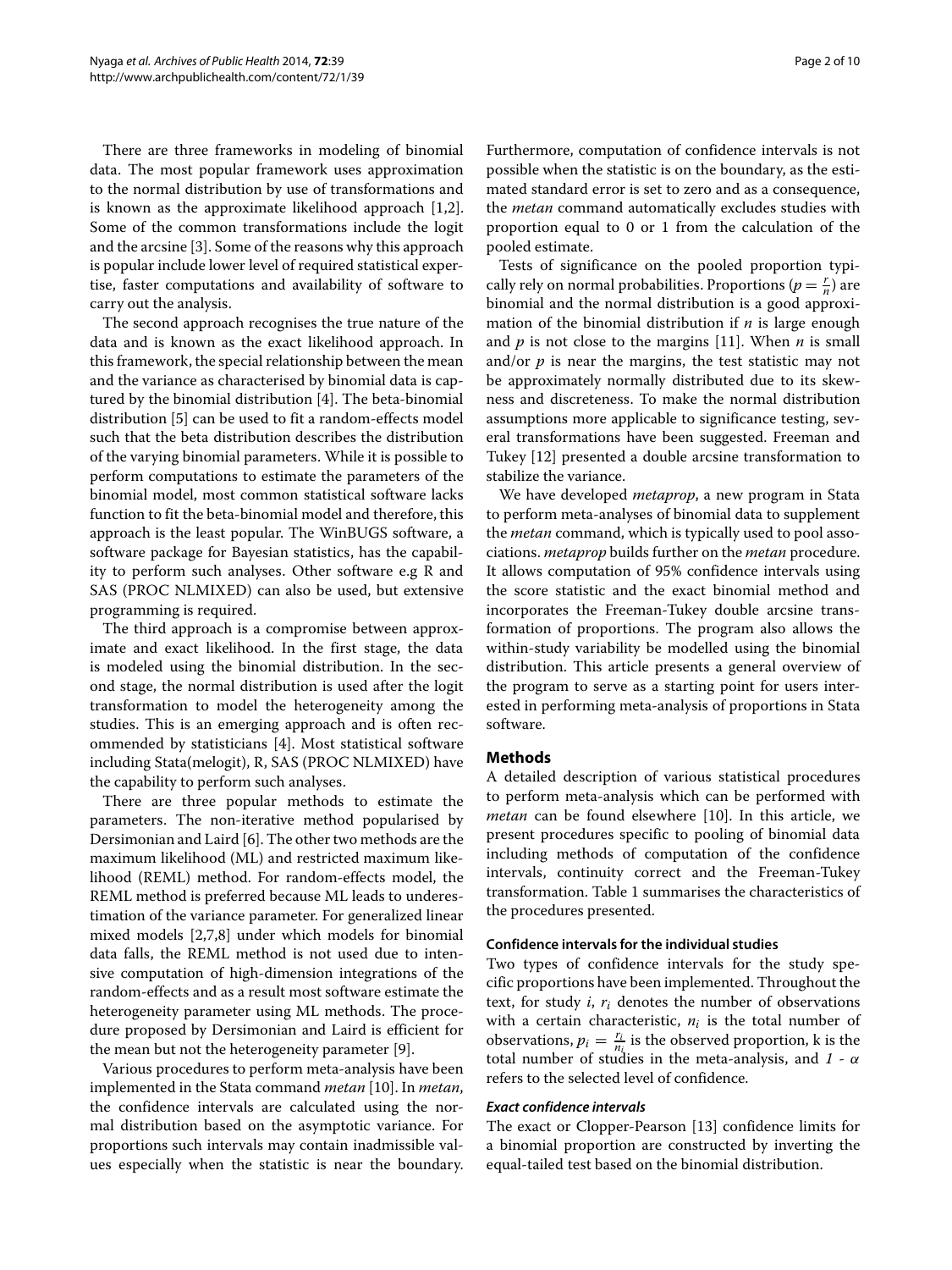There are three frameworks in modeling of binomial data. The most popular framework uses approximation to the normal distribution by use of transformations and is known as the approximate likelihood approach [1,2]. Some of the common transformations include the logit and the arcsine [3]. Some of the reasons why this approach is popular include lower level of required statistical expertise, faster computations and availability of software to carry out the analysis.

The second approach recognises the true nature of the data and is known as the exact likelihood approach. In this framework, the special relationship between the mean and the variance as characterised by binomial data is captured by the binomial distribution [4]. The beta-binomial distribution [5] can be used to fit a random-effects model such that the beta distribution describes the distribution of the varying binomial parameters. While it is possible to perform computations to estimate the parameters of the binomial model, most common statistical software lacks function to fit the beta-binomial model and therefore, this approach is the least popular. The WinBUGS software, a software package for Bayesian statistics, has the capability to perform such analyses. Other software e.g R and SAS (PROC NLMIXED) can also be used, but extensive programming is required.

The third approach is a compromise between approximate and exact likelihood. In the first stage, the data is modeled using the binomial distribution. In the second stage, the normal distribution is used after the logit transformation to model the heterogeneity among the studies. This is an emerging approach and is often recommended by statisticians [4]. Most statistical software including Stata(melogit), R, SAS (PROC NLMIXED) have the capability to perform such analyses.

There are three popular methods to estimate the parameters. The non-iterative method popularised by Dersimonian and Laird [6]. The other two methods are the maximum likelihood (ML) and restricted maximum likelihood (REML) method. For random-effects model, the REML method is preferred because ML leads to underestimation of the variance parameter. For generalized linear mixed models [2,7,8] under which models for binomial data falls, the REML method is not used due to intensive computation of high-dimension integrations of the random-effects and as a result most software estimate the heterogeneity parameter using ML methods. The procedure proposed by Dersimonian and Laird is efficient for the mean but not the heterogeneity parameter [9].

Various procedures to perform meta-analysis have been implemented in the Stata command *metan* [10]. In *metan*, the confidence intervals are calculated using the normal distribution based on the asymptotic variance. For proportions such intervals may contain inadmissible values especially when the statistic is near the boundary. Furthermore, computation of confidence intervals is not possible when the statistic is on the boundary, as the estimated standard error is set to zero and as a consequence, the *metan* command automatically excludes studies with proportion equal to 0 or 1 from the calculation of the pooled estimate.

Tests of significance on the pooled proportion typically rely on normal probabilities. Proportions ($p = \frac{r}{n}$) are binomial and the normal distribution is a good approximation of the binomial distribution if $n$ is large enough and $p$ is not close to the margins [11]. When $n$ is small and/or $p$ is near the margins, the test statistic may not be approximately normally distributed due to its skewness and discreteness. To make the normal distribution assumptions more applicable to significance testing, several transformations have been suggested. Freeman and Tukey [12] presented a double arcsine transformation to stabilize the variance.

We have developed *metaprop*, a new program in Stata to perform meta-analyses of binomial data to supplement the *metan* command, which is typically used to pool associations. *metaprop* builds further on the *metan* procedure. It allows computation of 95% confidence intervals using the score statistic and the exact binomial method and incorporates the Freeman-Tukey double arcsine transformation of proportions. The program also allows the within-study variability be modelled using the binomial distribution. This article presents a general overview of the program to serve as a starting point for users interested in performing meta-analysis of proportions in Stata software.

## Methods

A detailed description of various statistical procedures to perform meta-analysis which can be performed with *metan* can be found elsewhere [10]. In this article, we present procedures specific to pooling of binomial data including methods of computation of the confidence intervals, continuity correct and the Freeman-Tukey transformation. Table 1 summarises the characteristics of the procedures presented.

### Confidence intervals for the individual studies

Two types of confidence intervals for the study specific proportions have been implemented. Throughout the text, for study $i$, $r_i$ denotes the number of observations with a certain characteristic, $n_i$ is the total number of observations, $p_i = \frac{r_i}{n_i}$ is the observed proportion, k is the total number of studies in the meta-analysis, and $1 - \alpha$ refers to the selected level of confidence.

#### *Exact confidence intervals*

The exact or Clopper-Pearson [13] confidence limits for a binomial proportion are constructed by inverting the equal-tailed test based on the binomial distribution.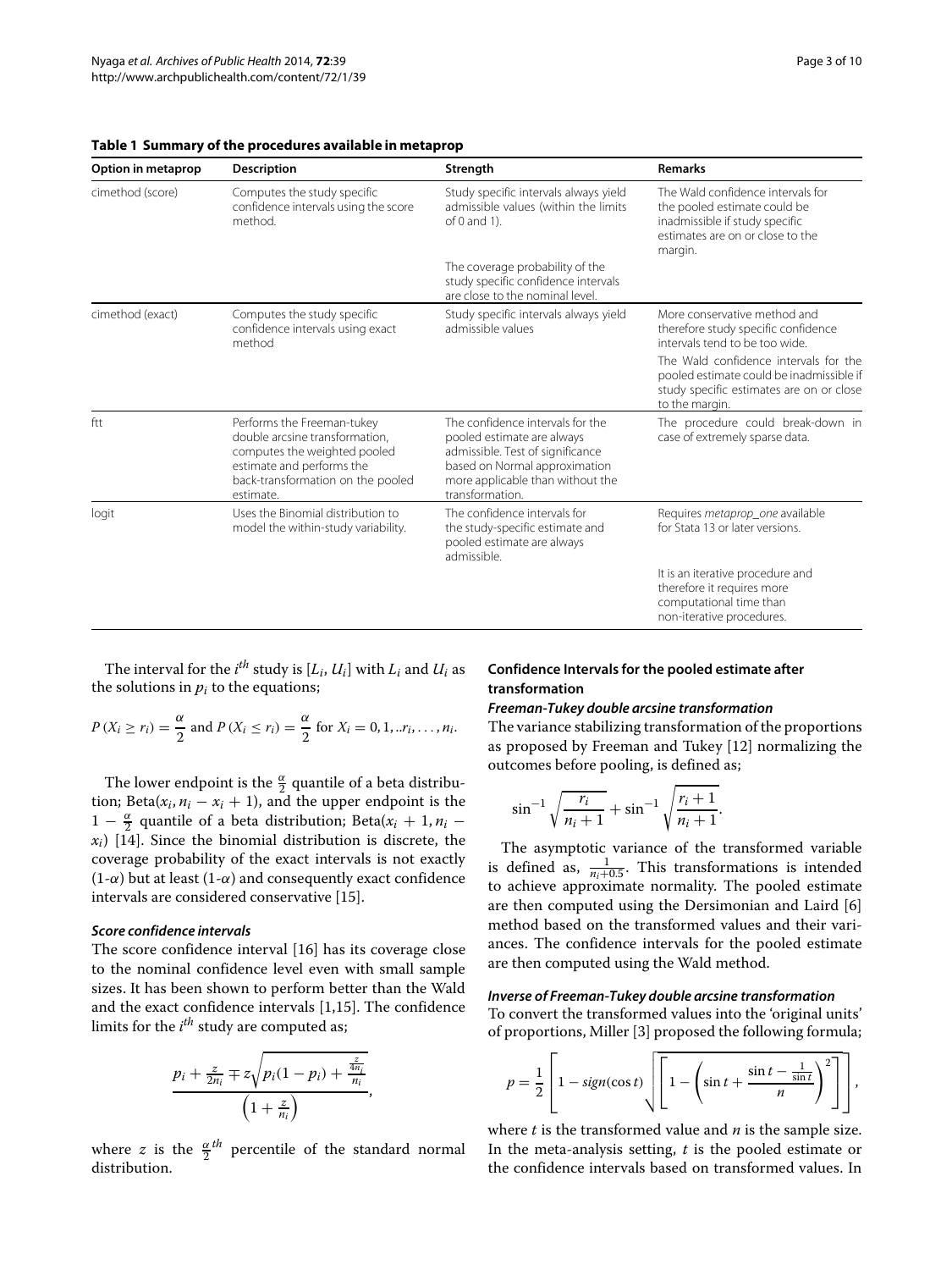**Table 1 Summary of the procedures available in metaprop**

| Option in metaprop | Description | Strength | Remarks |
|---|---|---|---|
| cimethod (score) | Computes the study specific confidence intervals using the score method. | Study specific intervals always yield admissible values (within the limits of 0 and 1). | The Wald confidence intervals for the pooled estimate could be inadmissible if study specific estimates are on or close to the margin. |
| | | The coverage probability of the study specific confidence intervals are close to the nominal level. | |
| cimethod (exact) | Computes the study specific confidence intervals using exact method | Study specific intervals always yield admissible values | More conservative method and therefore study specific confidence intervals tend to be too wide. |
| | | | The Wald confidence intervals for the pooled estimate could be inadmissible if study specific estimates are on or close to the margin. |
| ftt | Performs the Freeman-tukey double arcsine transformation, computes the weighted pooled estimate and performs the back-transformation on the pooled estimate. | The confidence intervals for the pooled estimate are always admissible. Test of significance based on Normal approximation more applicable than without the transformation. | The procedure could break-down in case of extremely sparse data. |
| logit | Uses the Binomial distribution to model the within-study variability. | The confidence intervals for the study-specific estimate and pooled estimate are always admissible. | Requires *metaprop_one* available for Stata 13 or later versions. |
| | | | It is an iterative procedure and therefore it requires more computational time than non-iterative procedures. |

The interval for the $i^{th}$ study is $[L_i, U_i]$ with $L_i$ and $U_i$ as the solutions in $p_i$ to the equations;

$$P(X_i \geq r_i) = \frac{\alpha}{2} \text{ and } P(X_i \leq r_i) = \frac{\alpha}{2} \text{ for } X_i = 0, 1, ..r_i, \ldots, n_i.$$

The lower endpoint is the $\frac{\alpha}{2}$ quantile of a beta distribution; Beta$(x_i, n_i - x_i + 1)$, and the upper endpoint is the $1 - \frac{\alpha}{2}$ quantile of a beta distribution; Beta$(x_i + 1, n_i - x_i)$ [14]. Since the binomial distribution is discrete, the coverage probability of the exact intervals is not exactly $(1\text{-}\alpha)$ but at least $(1\text{-}\alpha)$ and consequently exact confidence intervals are considered conservative [15].

#### *Score confidence intervals*

The score confidence interval [16] has its coverage close to the nominal confidence level even with small sample sizes. It has been shown to perform better than the Wald and the exact confidence intervals [1,15]. The confidence limits for the $i^{th}$ study are computed as;

$$\frac{p_i + \frac{z}{2n_i} \mp z\sqrt{p_i(1-p_i) + \frac{\frac{z}{4n_i}}{n_i}}}{\left(1 + \frac{z}{n_i}\right)},$$

where $z$ is the $\frac{\alpha}{2}^{th}$ percentile of the standard normal distribution.

### Confidence Intervals for the pooled estimate after transformation

#### *Freeman-Tukey double arcsine transformation*

The variance stabilizing transformation of the proportions as proposed by Freeman and Tukey [12] normalizing the outcomes before pooling, is defined as;

$$\sin^{-1}\sqrt{\frac{r_i}{n_i+1}} + \sin^{-1}\sqrt{\frac{r_i+1}{n_i+1}}.$$

The asymptotic variance of the transformed variable is defined as, $\frac{1}{n_i+0.5}$. This transformations is intended to achieve approximate normality. The pooled estimate are then computed using the Dersimonian and Laird [6] method based on the transformed values and their variances. The confidence intervals for the pooled estimate are then computed using the Wald method.

#### *Inverse of Freeman-Tukey double arcsine transformation*

To convert the transformed values into the 'original units' of proportions, Miller [3] proposed the following formula;

$$p = \frac{1}{2}\left[1 - sign(\cos t)\sqrt{\left[1 - \left(\sin t + \frac{\sin t - \frac{1}{\sin t}}{n}\right)^2\right]}\right],$$

where $t$ is the transformed value and $n$ is the sample size. In the meta-analysis setting, $t$ is the pooled estimate or the confidence intervals based on transformed values. In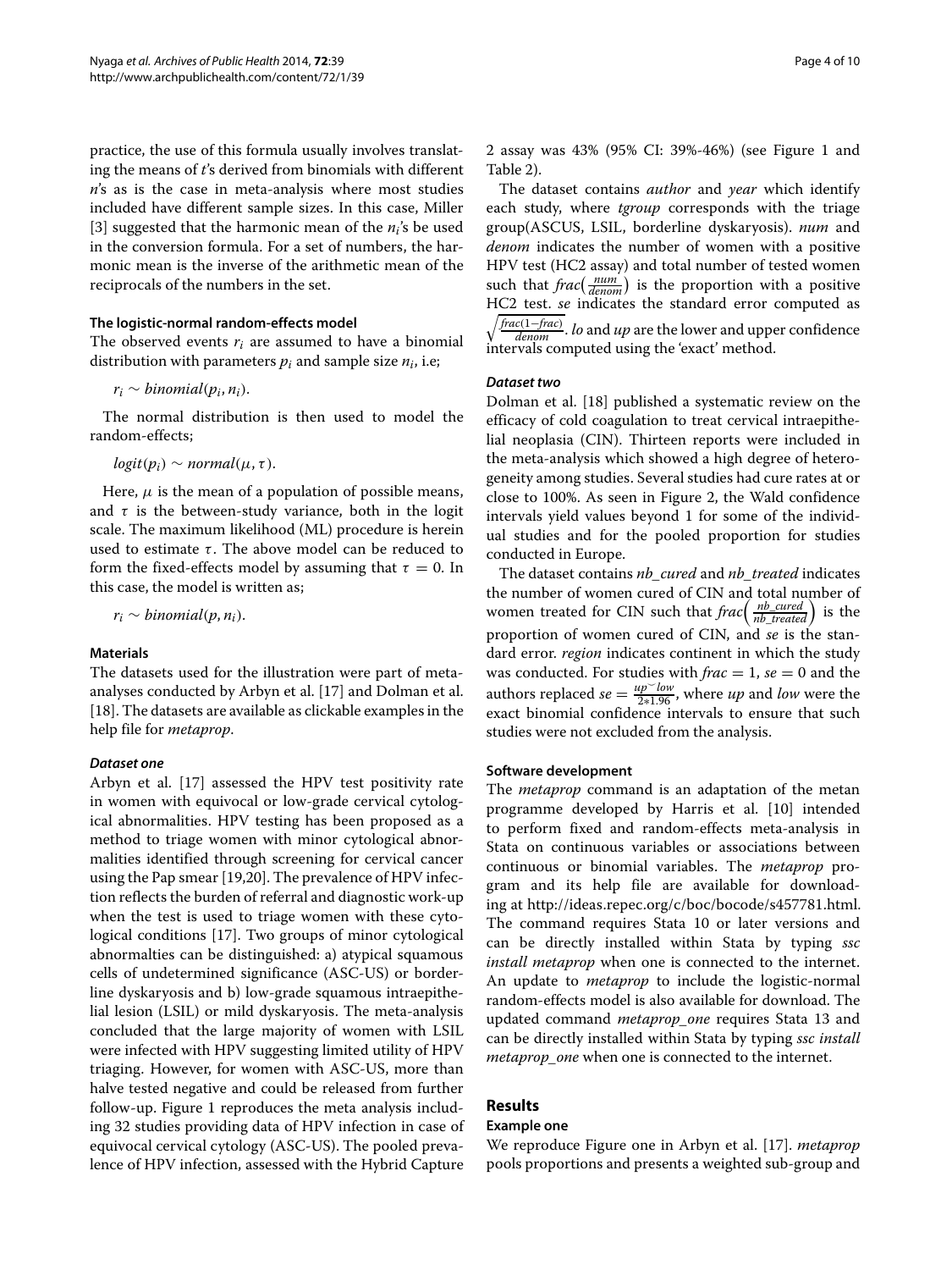practice, the use of this formula usually involves translating the means of $t$'s derived from binomials with different $n$'s as is the case in meta-analysis where most studies included have different sample sizes. In this case, Miller [3] suggested that the harmonic mean of the $n_i$'s be used in the conversion formula. For a set of numbers, the harmonic mean is the inverse of the arithmetic mean of the reciprocals of the numbers in the set.

#### The logistic-normal random-effects model

The observed events $r_i$ are assumed to have a binomial distribution with parameters $p_i$ and sample size $n_i$, i.e;

$$r_i \sim binomial(p_i, n_i).$$

The normal distribution is then used to model the random-effects;

$$logit(p_i) \sim normal(\mu, \tau).$$

Here, $\mu$ is the mean of a population of possible means, and $\tau$ is the between-study variance, both in the logit scale. The maximum likelihood (ML) procedure is herein used to estimate $\tau$. The above model can be reduced to form the fixed-effects model by assuming that $\tau = 0$. In this case, the model is written as;

$$r_i \sim binomial(p, n_i).$$

#### Materials

The datasets used for the illustration were part of meta-analyses conducted by Arbyn et al. [17] and Dolman et al. [18]. The datasets are available as clickable examples in the help file for *metaprop*.

##### *Dataset one*

Arbyn et al. [17] assessed the HPV test positivity rate in women with equivocal or low-grade cervical cytological abnormalities. HPV testing has been proposed as a method to triage women with minor cytological abnormalities identified through screening for cervical cancer using the Pap smear [19,20]. The prevalence of HPV infection reflects the burden of referral and diagnostic work-up when the test is used to triage women with these cytological conditions [17]. Two groups of minor cytological abnormalties can be distinguished: a) atypical squamous cells of undetermined significance (ASC-US) or borderline dyskaryosis and b) low-grade squamous intraepithelial lesion (LSIL) or mild dyskaryosis. The meta-analysis concluded that the large majority of women with LSIL were infected with HPV suggesting limited utility of HPV triaging. However, for women with ASC-US, more than halve tested negative and could be released from further follow-up. Figure 1 reproduces the meta analysis including 32 studies providing data of HPV infection in case of equivocal cervical cytology (ASC-US). The pooled prevalence of HPV infection, assessed with the Hybrid Capture 2 assay was 43% (95% CI: 39%-46%) (see Figure 1 and Table 2).

The dataset contains *author* and *year* which identify each study, where *tgroup* corresponds with the triage group(ASCUS, LSIL, borderline dyskaryosis). *num* and *denom* indicates the number of women with a positive HPV test (HC2 assay) and total number of tested women such that $frac\left(\frac{num}{denom}\right)$ is the proportion with a positive HC2 test. *se* indicates the standard error computed as $\sqrt{\frac{frac(1-frac)}{denom}}$. *lo* and *up* are the lower and upper confidence intervals computed using the 'exact' method.

##### *Dataset two*

Dolman et al. [18] published a systematic review on the efficacy of cold coagulation to treat cervical intraepithelial neoplasia (CIN). Thirteen reports were included in the meta-analysis which showed a high degree of heterogeneity among studies. Several studies had cure rates at or close to 100%. As seen in Figure 2, the Wald confidence intervals yield values beyond 1 for some of the individual studies and for the pooled proportion for studies conducted in Europe.

The dataset contains *nb_cured* and *nb_treated* indicates the number of women cured of CIN and total number of women treated for CIN such that $frac\left(\frac{nb\_cured}{nb\_treated}\right)$ is the proportion of women cured of CIN, and *se* is the standard error. *region* indicates continent in which the study was conducted. For studies with $frac = 1$, $se = 0$ and the authors replaced $se = \frac{up-low}{2*1.96}$, where *up* and *low* were the exact binomial confidence intervals to ensure that such studies were not excluded from the analysis.

#### Software development

The *metaprop* command is an adaptation of the metan programme developed by Harris et al. [10] intended to perform fixed and random-effects meta-analysis in Stata on continuous variables or associations between continuous or binomial variables. The *metaprop* program and its help file are available for downloading at http://ideas.repec.org/c/boc/bocode/s457781.html. The command requires Stata 10 or later versions and can be directly installed within Stata by typing *ssc install metaprop* when one is connected to the internet. An update to *metaprop* to include the logistic-normal random-effects model is also available for download. The updated command *metaprop_one* requires Stata 13 and can be directly installed within Stata by typing *ssc install metaprop_one* when one is connected to the internet.

## Results

#### Example one

We reproduce Figure one in Arbyn et al. [17]. *metaprop* pools proportions and presents a weighted sub-group and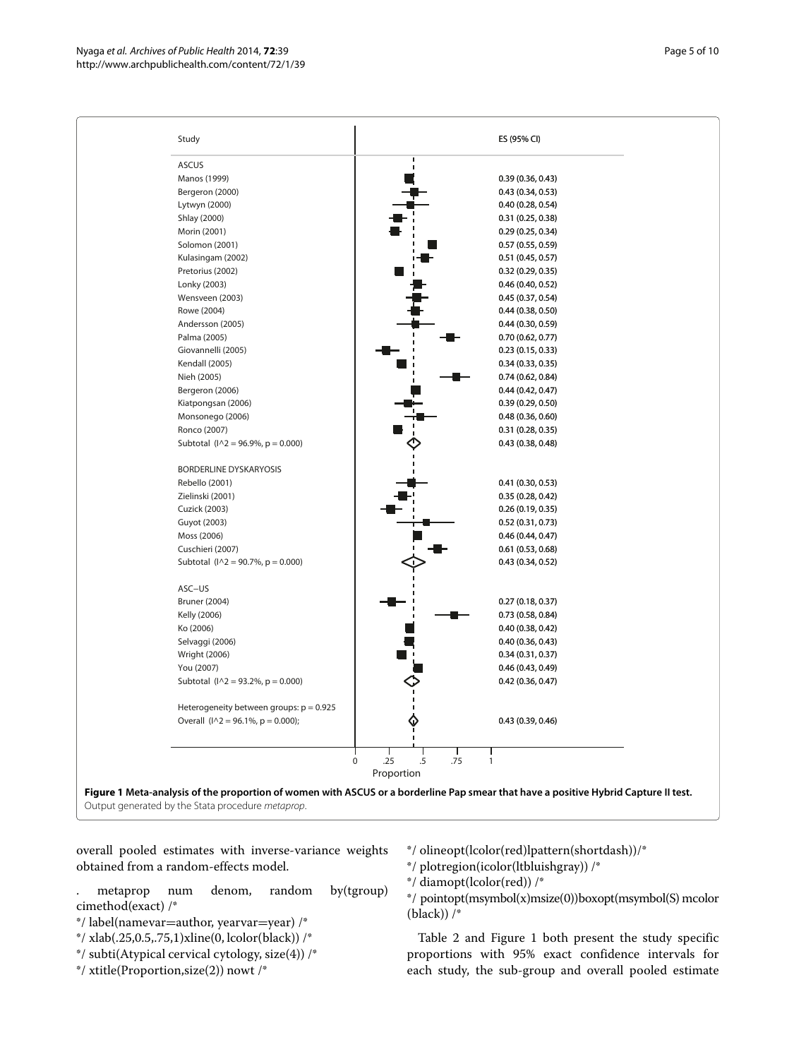Figure 1 Meta-analysis of the proportion of women with ASCUS or a borderline Pap smear that have a positive Hybrid Capture II test. Output generated by the Stata procedure *metaprop*.

| Study | ES (95% CI) |
|---|---|
| **ASCUS** | |
| Manos (1999) | 0.39 (0.36, 0.43) |
| Bergeron (2000) | 0.43 (0.34, 0.53) |
| Lytwyn (2000) | 0.40 (0.28, 0.54) |
| Shlay (2000) | 0.31 (0.25, 0.38) |
| Morin (2001) | 0.29 (0.25, 0.34) |
| Solomon (2001) | 0.57 (0.55, 0.59) |
| Kulasingam (2002) | 0.51 (0.45, 0.57) |
| Pretorius (2002) | 0.32 (0.29, 0.35) |
| Lonky (2003) | 0.46 (0.40, 0.52) |
| Wensveen (2003) | 0.45 (0.37, 0.54) |
| Rowe (2004) | 0.44 (0.38, 0.50) |
| Andersson (2005) | 0.44 (0.30, 0.59) |
| Palma (2005) | 0.70 (0.62, 0.77) |
| Giovannelli (2005) | 0.23 (0.15, 0.33) |
| Kendall (2005) | 0.34 (0.33, 0.35) |
| Nieh (2005) | 0.74 (0.62, 0.84) |
| Bergeron (2006) | 0.44 (0.42, 0.47) |
| Kiatpongsan (2006) | 0.39 (0.29, 0.50) |
| Monsonego (2006) | 0.48 (0.36, 0.60) |
| Ronco (2007) | 0.31 (0.28, 0.35) |
| Subtotal (I^2 = 96.9%, p = 0.000) | 0.43 (0.38, 0.48) |
| **BORDERLINE DYSKARYOSIS** | |
| Rebello (2001) | 0.41 (0.30, 0.53) |
| Zielinski (2001) | 0.35 (0.28, 0.42) |
| Cuzick (2003) | 0.26 (0.19, 0.35) |
| Guyot (2003) | 0.52 (0.31, 0.73) |
| Moss (2006) | 0.46 (0.44, 0.47) |
| Cuschieri (2007) | 0.61 (0.53, 0.68) |
| Subtotal (I^2 = 90.7%, p = 0.000) | 0.43 (0.34, 0.52) |
| **ASC−US** | |
| Bruner (2004) | 0.27 (0.18, 0.37) |
| Kelly (2006) | 0.73 (0.58, 0.84) |
| Ko (2006) | 0.40 (0.38, 0.42) |
| Selvaggi (2006) | 0.40 (0.36, 0.43) |
| Wright (2006) | 0.34 (0.31, 0.37) |
| You (2007) | 0.46 (0.43, 0.49) |
| Subtotal (I^2 = 93.2%, p = 0.000) | 0.42 (0.36, 0.47) |
| Heterogeneity between groups: p = 0.925 | |
| Overall (I^2 = 96.1%, p = 0.000); | 0.43 (0.39, 0.46) |

overall pooled estimates with inverse-variance weights obtained from a random-effects model.

```
. metaprop num denom, random by(tgroup) cimethod(exact) /*
*/ label(namevar=author, yearvar=year) /*
*/ xlab(.25,0.5,.75,1)xline(0, lcolor(black)) /*
*/ subti(Atypical cervical cytology, size(4)) /*
*/ xtitle(Proportion,size(2)) nowt /*
*/ olineopt(lcolor(red)lpattern(shortdash))/*
*/ plotregion(icolor(ltbluishgray)) /*
*/ diamopt(lcolor(red)) /*
*/ pointopt(msymbol(x)msize(0))boxopt(msymbol(S) mcolor (black)) /*
```

Table 2 and Figure 1 both present the study specific proportions with 95% exact confidence intervals for each study, the sub-group and overall pooled estimate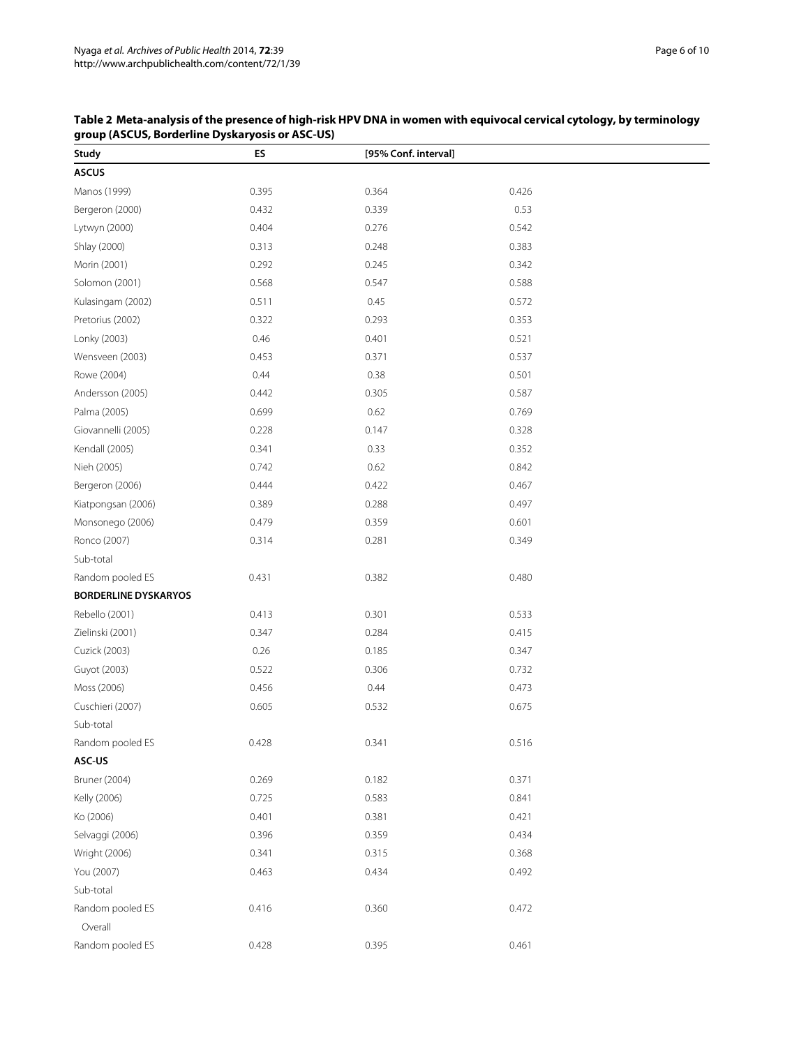**Table 2 Meta-analysis of the presence of high-risk HPV DNA in women with equivocal cervical cytology, by terminology group (ASCUS, Borderline Dyskaryosis or ASC-US)**

| Study | ES | [95% Conf. interval] | |
|---|---|---|---|
| **ASCUS** | | | |
| Manos (1999) | 0.395 | 0.364 | 0.426 |
| Bergeron (2000) | 0.432 | 0.339 | 0.53 |
| Lytwyn (2000) | 0.404 | 0.276 | 0.542 |
| Shlay (2000) | 0.313 | 0.248 | 0.383 |
| Morin (2001) | 0.292 | 0.245 | 0.342 |
| Solomon (2001) | 0.568 | 0.547 | 0.588 |
| Kulasingam (2002) | 0.511 | 0.45 | 0.572 |
| Pretorius (2002) | 0.322 | 0.293 | 0.353 |
| Lonky (2003) | 0.46 | 0.401 | 0.521 |
| Wensveen (2003) | 0.453 | 0.371 | 0.537 |
| Rowe (2004) | 0.44 | 0.38 | 0.501 |
| Andersson (2005) | 0.442 | 0.305 | 0.587 |
| Palma (2005) | 0.699 | 0.62 | 0.769 |
| Giovannelli (2005) | 0.228 | 0.147 | 0.328 |
| Kendall (2005) | 0.341 | 0.33 | 0.352 |
| Nieh (2005) | 0.742 | 0.62 | 0.842 |
| Bergeron (2006) | 0.444 | 0.422 | 0.467 |
| Kiatpongsan (2006) | 0.389 | 0.288 | 0.497 |
| Monsonego (2006) | 0.479 | 0.359 | 0.601 |
| Ronco (2007) | 0.314 | 0.281 | 0.349 |
| Sub-total | | | |
| Random pooled ES | 0.431 | 0.382 | 0.480 |
| **BORDERLINE DYSKARYOS** | | | |
| Rebello (2001) | 0.413 | 0.301 | 0.533 |
| Zielinski (2001) | 0.347 | 0.284 | 0.415 |
| Cuzick (2003) | 0.26 | 0.185 | 0.347 |
| Guyot (2003) | 0.522 | 0.306 | 0.732 |
| Moss (2006) | 0.456 | 0.44 | 0.473 |
| Cuschieri (2007) | 0.605 | 0.532 | 0.675 |
| Sub-total | | | |
| Random pooled ES | 0.428 | 0.341 | 0.516 |
| **ASC-US** | | | |
| Bruner (2004) | 0.269 | 0.182 | 0.371 |
| Kelly (2006) | 0.725 | 0.583 | 0.841 |
| Ko (2006) | 0.401 | 0.381 | 0.421 |
| Selvaggi (2006) | 0.396 | 0.359 | 0.434 |
| Wright (2006) | 0.341 | 0.315 | 0.368 |
| You (2007) | 0.463 | 0.434 | 0.492 |
| Sub-total | | | |
| Random pooled ES | 0.416 | 0.360 | 0.472 |
| Overall | | | |
| Random pooled ES | 0.428 | 0.395 | 0.461 |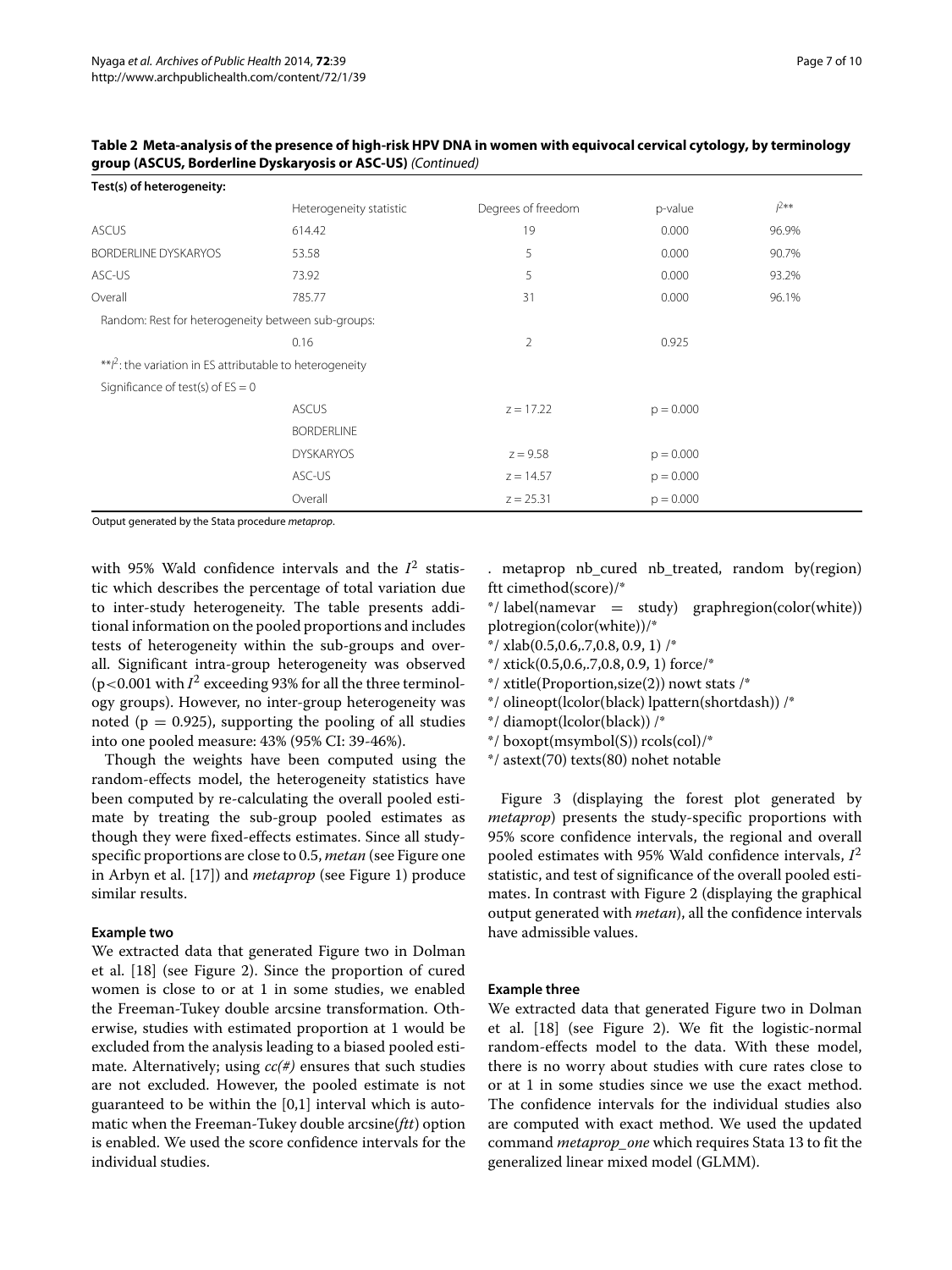**Table 2 Meta-analysis of the presence of high-risk HPV DNA in women with equivocal cervical cytology, by terminology group (ASCUS, Borderline Dyskaryosis or ASC-US)** *(Continued)*

| **Test(s) of heterogeneity:** | | | | |
|---|---|---|---|---|
| | Heterogeneity statistic | Degrees of freedom | p-value | $I^2$** |
| ASCUS | 614.42 | 19 | 0.000 | 96.9% |
| BORDERLINE DYSKARYOS | 53.58 | 5 | 0.000 | 90.7% |
| ASC-US | 73.92 | 5 | 0.000 | 93.2% |
| Overall | 785.77 | 31 | 0.000 | 96.1% |
| Random: Rest for heterogeneity between sub-groups: | | | | |
| | 0.16 | 2 | 0.925 | |
| **$I^2$: the variation in ES attributable to heterogeneity | | | | |
| Significance of test(s) of ES = 0 | | | | |
| | ASCUS | z = 17.22 | p = 0.000 | |
| | BORDERLINE DYSKARYOS | z = 9.58 | p = 0.000 | |
| | ASC-US | z = 14.57 | p = 0.000 | |
| | Overall | z = 25.31 | p = 0.000 | |

Output generated by the Stata procedure *metaprop*.

with 95% Wald confidence intervals and the $I^2$ statistic which describes the percentage of total variation due to inter-study heterogeneity. The table presents additional information on the pooled proportions and includes tests of heterogeneity within the sub-groups and overall. Significant intra-group heterogeneity was observed ($p<0.001$ with $I^2$ exceeding 93% for all the three terminology groups). However, no inter-group heterogeneity was noted ($p = 0.925$), supporting the pooling of all studies into one pooled measure: 43% (95% CI: 39-46%).

Though the weights have been computed using the random-effects model, the heterogeneity statistics have been computed by re-calculating the overall pooled estimate by treating the sub-group pooled estimates as though they were fixed-effects estimates. Since all study-specific proportions are close to 0.5, *metan* (see Figure one in Arbyn et al. [17]) and *metaprop* (see Figure 1) produce similar results.

#### Example two

We extracted data that generated Figure two in Dolman et al. [18] (see Figure 2). Since the proportion of cured women is close to or at 1 in some studies, we enabled the Freeman-Tukey double arcsine transformation. Otherwise, studies with estimated proportion at 1 would be excluded from the analysis leading to a biased pooled estimate. Alternatively; using *cc(#)* ensures that such studies are not excluded. However, the pooled estimate is not guaranteed to be within the [0,1] interval which is automatic when the Freeman-Tukey double arcsine(*ftt*) option is enabled. We used the score confidence intervals for the individual studies.

```
. metaprop nb_cured nb_treated, random by(region)
ftt cimethod(score)/*
*/ label(namevar = study) graphregion(color(white))
plotregion(color(white))/*
*/ xlab(0.5,0.6,.7,0.8, 0.9, 1) /*
*/ xtick(0.5,0.6,.7,0.8, 0.9, 1) force/*
*/ xtitle(Proportion,size(2)) nowt stats /*
*/ olineopt(lcolor(black) lpattern(shortdash)) /*
*/ diamopt(lcolor(black)) /*
*/ boxopt(msymbol(S)) rcols(col)/*
*/ astext(70) texts(80) nohet notable
```

Figure 3 (displaying the forest plot generated by *metaprop*) presents the study-specific proportions with 95% score confidence intervals, the regional and overall pooled estimates with 95% Wald confidence intervals, $I^2$ statistic, and test of significance of the overall pooled estimates. In contrast with Figure 2 (displaying the graphical output generated with *metan*), all the confidence intervals have admissible values.

#### Example three

We extracted data that generated Figure two in Dolman et al. [18] (see Figure 2). We fit the logistic-normal random-effects model to the data. With these model, there is no worry about studies with cure rates close to or at 1 in some studies since we use the exact method. The confidence intervals for the individual studies also are computed with exact method. We used the updated command *metaprop_one* which requires Stata 13 to fit the generalized linear mixed model (GLMM).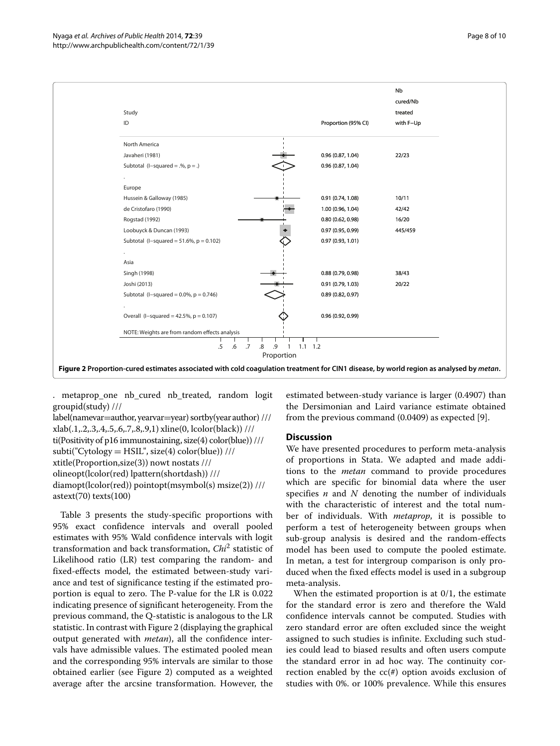| Study ID | Proportion (95% CI) | Nb cured/Nb treated with F−Up |
|---|---|---|
| **North America** | | |
| Javaheri (1981) | 0.96 (0.87, 1.04) | 22/23 |
| Subtotal (I−squared = .%, p = .) | 0.96 (0.87, 1.04) | |
| **Europe** | | |
| Hussein & Galloway (1985) | 0.91 (0.74, 1.08) | 10/11 |
| de Cristofaro (1990) | 1.00 (0.96, 1.04) | 42/42 |
| Rogstad (1992) | 0.80 (0.62, 0.98) | 16/20 |
| Loobuyck & Duncan (1993) | 0.97 (0.95, 0.99) | 445/459 |
| Subtotal (I−squared = 51.6%, p = 0.102) | 0.97 (0.93, 1.01) | |
| **Asia** | | |
| Singh (1998) | 0.88 (0.79, 0.98) | 38/43 |
| Joshi (2013) | 0.91 (0.79, 1.03) | 20/22 |
| Subtotal (I−squared = 0.0%, p = 0.746) | 0.89 (0.82, 0.97) | |
| Overall (I−squared = 42.5%, p = 0.107) | 0.96 (0.92, 0.99) | |

NOTE: Weights are from random effects analysis

**Figure 2 Proportion-cured estimates associated with cold coagulation treatment for CIN1 disease, by world region as analysed by *metan*.**

```
. metaprop_one nb_cured nb_treated, random logit
groupid(study) ///
label(namevar=author, yearvar=year) sortby(year author) ///
xlab(.1,.2,.3,.4,.5,.6,.7,.8,.9,1) xline(0, lcolor(black)) ///
ti(Positivity of p16 immunostaining, size(4) color(blue)) ///
subti("Cytology = HSIL", size(4) color(blue)) ///
xtitle(Proportion,size(3)) nowt nostats ///
olineopt(lcolor(red) lpattern(shortdash)) ///
diamopt(lcolor(red)) pointopt(msymbol(s) msize(2)) ///
astext(70) texts(100)
```

Table 3 presents the study-specific proportions with 95% exact confidence intervals and overall pooled estimates with 95% Wald confidence intervals with logit transformation and back transformation, $Chi^2$ statistic of Likelihood ratio (LR) test comparing the random- and fixed-effects model, the estimated between-study variance and test of significance testing if the estimated proportion is equal to zero. The P-value for the LR is 0.022 indicating presence of significant heterogeneity. From the previous command, the Q-statistic is analogous to the LR statistic. In contrast with Figure 2 (displaying the graphical output generated with *metan*), all the confidence intervals have admissible values. The estimated pooled mean and the corresponding 95% intervals are similar to those obtained earlier (see Figure 2) computed as a weighted average after the arcsine transformation. However, the estimated between-study variance is larger (0.4907) than the Dersimonian and Laird variance estimate obtained from the previous command (0.0409) as expected [9].

## Discussion

We have presented procedures to perform meta-analysis of proportions in Stata. We adapted and made additions to the *metan* command to provide procedures which are specific for binomial data where the user specifies $n$ and $N$ denoting the number of individuals with the characteristic of interest and the total number of individuals. With *metaprop*, it is possible to perform a test of heterogeneity between groups when sub-group analysis is desired and the random-effects model has been used to compute the pooled estimate. In metan, a test for intergroup comparison is only produced when the fixed effects model is used in a subgroup meta-analysis.

When the estimated proportion is at 0/1, the estimate for the standard error is zero and therefore the Wald confidence intervals cannot be computed. Studies with zero standard error are often excluded since the weight assigned to such studies is infinite. Excluding such studies could lead to biased results and often users compute the standard error in ad hoc way. The continuity correction enabled by the cc(#) option avoids exclusion of studies with 0%. or 100% prevalence. While this ensures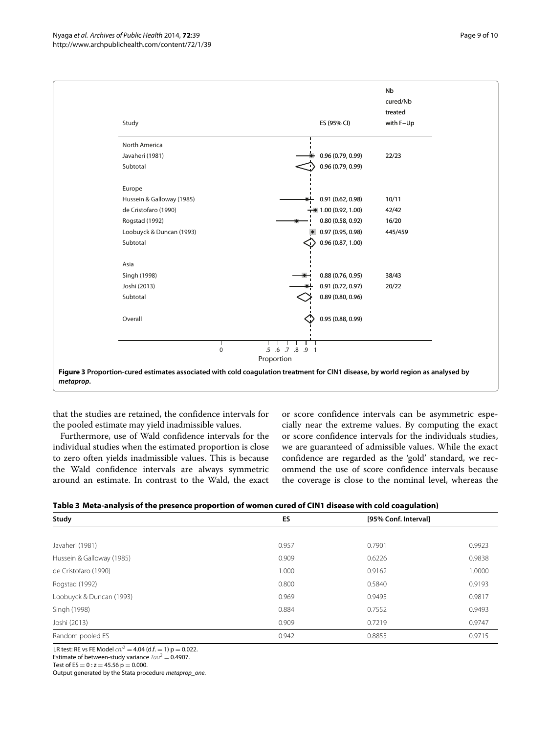| Study | ES (95% CI) | Nb cured/Nb treated with F−Up |
|---|---|---|
| North America | | |
| Javaheri (1981) | 0.96 (0.79, 0.99) | 22/23 |
| Subtotal | 0.96 (0.79, 0.99) | |
| Europe | | |
| Hussein & Galloway (1985) | 0.91 (0.62, 0.98) | 10/11 |
| de Cristofaro (1990) | 1.00 (0.92, 1.00) | 42/42 |
| Rogstad (1992) | 0.80 (0.58, 0.92) | 16/20 |
| Loobuyck & Duncan (1993) | 0.97 (0.95, 0.98) | 445/459 |
| Subtotal | 0.96 (0.87, 1.00) | |
| Asia | | |
| Singh (1998) | 0.88 (0.76, 0.95) | 38/43 |
| Joshi (2013) | 0.91 (0.72, 0.97) | 20/22 |
| Subtotal | 0.89 (0.80, 0.96) | |
| Overall | 0.95 (0.88, 0.99) | |

**Figure 3 Proportion-cured estimates associated with cold coagulation treatment for CIN1 disease, by world region as analysed by *metaprop*.**

that the studies are retained, the confidence intervals for the pooled estimate may yield inadmissible values.

Furthermore, use of Wald confidence intervals for the individual studies when the estimated proportion is close to zero often yields inadmissible values. This is because the Wald confidence intervals are always symmetric around an estimate. In contrast to the Wald, the exact or score confidence intervals can be asymmetric especially near the extreme values. By computing the exact or score confidence intervals for the individuals studies, we are guaranteed of admissible values. While the exact confidence are regarded as the 'gold' standard, we recommend the use of score confidence intervals because the coverage is close to the nominal level, whereas the

**Table 3 Meta-analysis of the presence proportion of women cured of CIN1 disease with cold coagulation)**

| Study | ES | [95% Conf. Interval] | |
|---|---|---|---|
| Javaheri (1981) | 0.957 | 0.7901 | 0.9923 |
| Hussein & Galloway (1985) | 0.909 | 0.6226 | 0.9838 |
| de Cristofaro (1990) | 1.000 | 0.9162 | 1.0000 |
| Rogstad (1992) | 0.800 | 0.5840 | 0.9193 |
| Loobuyck & Duncan (1993) | 0.969 | 0.9495 | 0.9817 |
| Singh (1998) | 0.884 | 0.7552 | 0.9493 |
| Joshi (2013) | 0.909 | 0.7219 | 0.9747 |
| Random pooled ES | 0.942 | 0.8855 | 0.9715 |

LR test: RE vs FE Model $chi^2 = 4.04$ (d.f. = 1) p = 0.022.
Estimate of between-study variance $Tau^2 = 0.4907$.
Test of ES = 0 : z = 45.56 p = 0.000.
Output generated by the Stata procedure *metaprop_one*.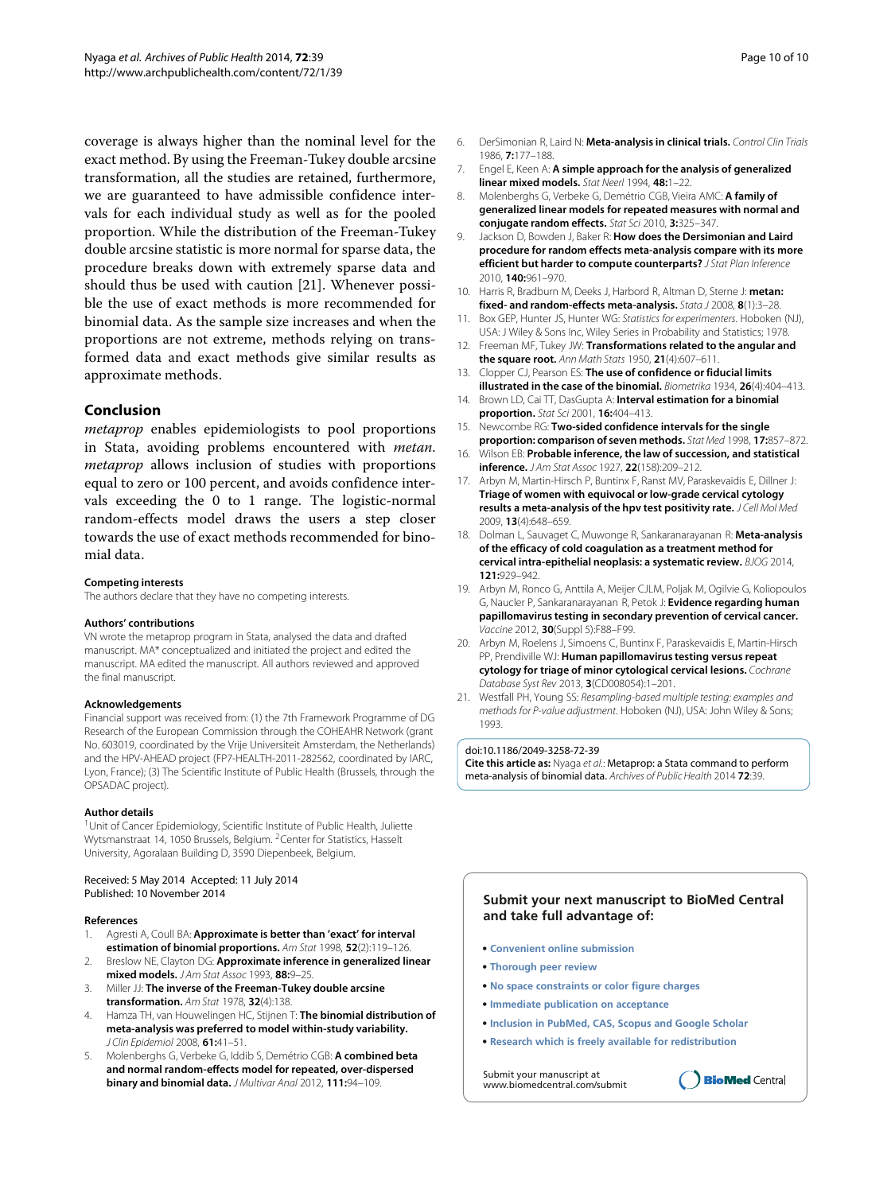coverage is always higher than the nominal level for the exact method. By using the Freeman-Tukey double arcsine transformation, all the studies are retained, furthermore, we are guaranteed to have admissible confidence intervals for each individual study as well as for the pooled proportion. While the distribution of the Freeman-Tukey double arcsine statistic is more normal for sparse data, the procedure breaks down with extremely sparse data and should thus be used with caution [21]. Whenever possible the use of exact methods is more recommended for binomial data. As the sample size increases and when the proportions are not extreme, methods relying on transformed data and exact methods give similar results as approximate methods.

## Conclusion

*metaprop* enables epidemiologists to pool proportions in Stata, avoiding problems encountered with *metan*. *metaprop* allows inclusion of studies with proportions equal to zero or 100 percent, and avoids confidence intervals exceeding the 0 to 1 range. The logistic-normal random-effects model draws the users a step closer towards the use of exact methods recommended for binomial data.

#### Competing interests

The authors declare that they have no competing interests.

#### Authors' contributions

VN wrote the metaprop program in Stata, analysed the data and drafted manuscript. MA* conceptualized and initiated the project and edited the manuscript. MA edited the manuscript. All authors reviewed and approved the final manuscript.

#### Acknowledgements

Financial support was received from: (1) the 7th Framework Programme of DG Research of the European Commission through the COHEAHR Network (grant No. 603019, coordinated by the Vrije Universiteit Amsterdam, the Netherlands) and the HPV-AHEAD project (FP7-HEALTH-2011-282562, coordinated by IARC, Lyon, France); (3) The Scientific Institute of Public Health (Brussels, through the OPSADAC project).

#### Author details

[1]Unit of Cancer Epidemiology, Scientific Institute of Public Health, Juliette Wytsmanstraat 14, 1050 Brussels, Belgium. [2]Center for Statistics, Hasselt University, Agoralaan Building D, 3590 Diepenbeek, Belgium.

Received: 5 May 2014 Accepted: 11 July 2014
Published: 10 November 2014

#### References

1. Agresti A, Coull BA: **Approximate is better than 'exact' for interval estimation of binomial proportions.** *Am Stat* 1998, **52**(2):119–126.
2. Breslow NE, Clayton DG: **Approximate inference in generalized linear mixed models.** *J Am Stat Assoc* 1993, **88:**9–25.
3. Miller JJ: **The inverse of the Freeman-Tukey double arcsine transformation.** *Am Stat* 1978, **32**(4):138.
4. Hamza TH, van Houwelingen HC, Stijnen T: **The binomial distribution of meta-analysis was preferred to model within-study variability.** *J Clin Epidemiol* 2008, **61:**41–51.
5. Molenberghs G, Verbeke G, Iddib S, Demétrio CGB: **A combined beta and normal random-effects model for repeated, over-dispersed binary and binomial data.** *J Multivar Anal* 2012, **111:**94–109.
6. DerSimonian R, Laird N: **Meta-analysis in clinical trials.** *Control Clin Trials* 1986, **7:**177–188.
7. Engel E, Keen A: **A simple approach for the analysis of generalized linear mixed models.** *Stat Neerl* 1994, **48:**1–22.
8. Molenberghs G, Verbeke G, Demétrio CGB, Vieira AMC: **A family of generalized linear models for repeated measures with normal and conjugate random effects.** *Stat Sci* 2010, **3:**325–347.
9. Jackson D, Bowden J, Baker R: **How does the Dersimonian and Laird procedure for random effects meta-analysis compare with its more efficient but harder to compute counterparts?** *J Stat Plan Inference* 2010, **140:**961–970.
10. Harris R, Bradburn M, Deeks J, Harbord R, Altman D, Sterne J: **metan: fixed- and random-effects meta-analysis.** *Stata J* 2008, **8**(1):3–28.
11. Box GEP, Hunter JS, Hunter WG: *Statistics for experimenters*. Hoboken (NJ), USA: J Wiley & Sons Inc, Wiley Series in Probability and Statistics; 1978.
12. Freeman MF, Tukey JW: **Transformations related to the angular and the square root.** *Ann Math Stats* 1950, **21**(4):607–611.
13. Clopper CJ, Pearson ES: **The use of confidence or fiducial limits illustrated in the case of the binomial.** *Biometrika* 1934, **26**(4):404–413.
14. Brown LD, Cai TT, DasGupta A: **Interval estimation for a binomial proportion.** *Stat Sci* 2001, **16:**404–413.
15. Newcombe RG: **Two-sided confidence intervals for the single proportion: comparison of seven methods.** *Stat Med* 1998, **17:**857–872.
16. Wilson EB: **Probable inference, the law of succession, and statistical inference.** *J Am Stat Assoc* 1927, **22**(158):209–212.
17. Arbyn M, Martin-Hirsch P, Buntinx F, Ranst MV, Paraskevaidis E, Dillner J: **Triage of women with equivocal or low-grade cervical cytology results a meta-analysis of the hpv test positivity rate.** *J Cell Mol Med* 2009, **13**(4):648–659.
18. Dolman L, Sauvaget C, Muwonge R, Sankaranarayanan R: **Meta-analysis of the efficacy of cold coagulation as a treatment method for cervical intra-epithelial neoplasia: a systematic review.** *BJOG* 2014, **121:**929–942.
19. Arbyn M, Ronco G, Anttila A, Meijer CJLM, Poljak M, Ogilvie G, Koliopoulos G, Naucler P, Sankaranarayanan R, Petok J: **Evidence regarding human papillomavirus testing in secondary prevention of cervical cancer.** *Vaccine* 2012, **30**(Suppl 5):F88–F99.
20. Arbyn M, Roelens J, Simoens C, Buntinx F, Paraskevaidis E, Martin-Hirsch PP, Prendiville WJ: **Human papillomavirus testing versus repeat cytology for triage of minor cytological cervical lesions.** *Cochrane Database Syst Rev* 2013, **3**(CD008054):1–201.
21. Westfall PH, Young SS: *Resampling-based multiple testing: examples and methods for P-value adjustment*. Hoboken (NJ), USA: John Wiley & Sons; 1993.

doi:10.1186/2049-3258-72-39
**Cite this article as:** Nyaga *et al.*: Metaprop: a Stata command to perform meta-analysis of binomial data. *Archives of Public Health* 2014 **72**:39.